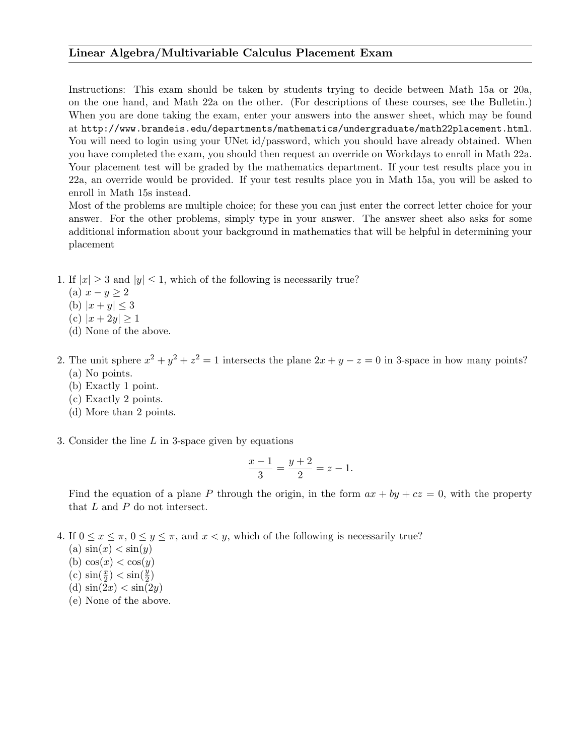## Linear Algebra/Multivariable Calculus Placement Exam

Instructions: This exam should be taken by students trying to decide between Math 15a or 20a, on the one hand, and Math 22a on the other. (For descriptions of these courses, see the Bulletin.) When you are done taking the exam, enter your answers into the answer sheet, which may be found at http://www.brandeis.edu/departments/mathematics/undergraduate/math22placement.html. You will need to login using your UNet id/password, which you should have already obtained. When you have completed the exam, you should then request an override on Workdays to enroll in Math 22a. Your placement test will be graded by the mathematics department. If your test results place you in 22a, an override would be provided. If your test results place you in Math 15a, you will be asked to enroll in Math 15s instead.

Most of the problems are multiple choice; for these you can just enter the correct letter choice for your answer. For the other problems, simply type in your answer. The answer sheet also asks for some additional information about your background in mathematics that will be helpful in determining your placement

1. If $|x| \geq 3$ and $|y| \leq 1$, which of the following is necessarily true?
   (a) $x - y \geq 2$
   (b) $|x + y| \leq 3$
   (c) $|x + 2y| \geq 1$
   (d) None of the above.

2. The unit sphere $x^2 + y^2 + z^2 = 1$ intersects the plane $2x + y - z = 0$ in 3-space in how many points?
   (a) No points.
   (b) Exactly 1 point.
   (c) Exactly 2 points.
   (d) More than 2 points.

3. Consider the line $L$ in 3-space given by equations

$$\frac{x-1}{3} = \frac{y+2}{2} = z - 1.$$

   Find the equation of a plane $P$ through the origin, in the form $ax + by + cz = 0$, with the property that $L$ and $P$ do not intersect.

4. If $0 \leq x \leq \pi$, $0 \leq y \leq \pi$, and $x < y$, which of the following is necessarily true?
   (a) $\sin(x) < \sin(y)$
   (b) $\cos(x) < \cos(y)$
   (c) $\sin(\frac{x}{2}) < \sin(\frac{y}{2})$
   (d) $\sin(2x) < \sin(2y)$
   (e) None of the above.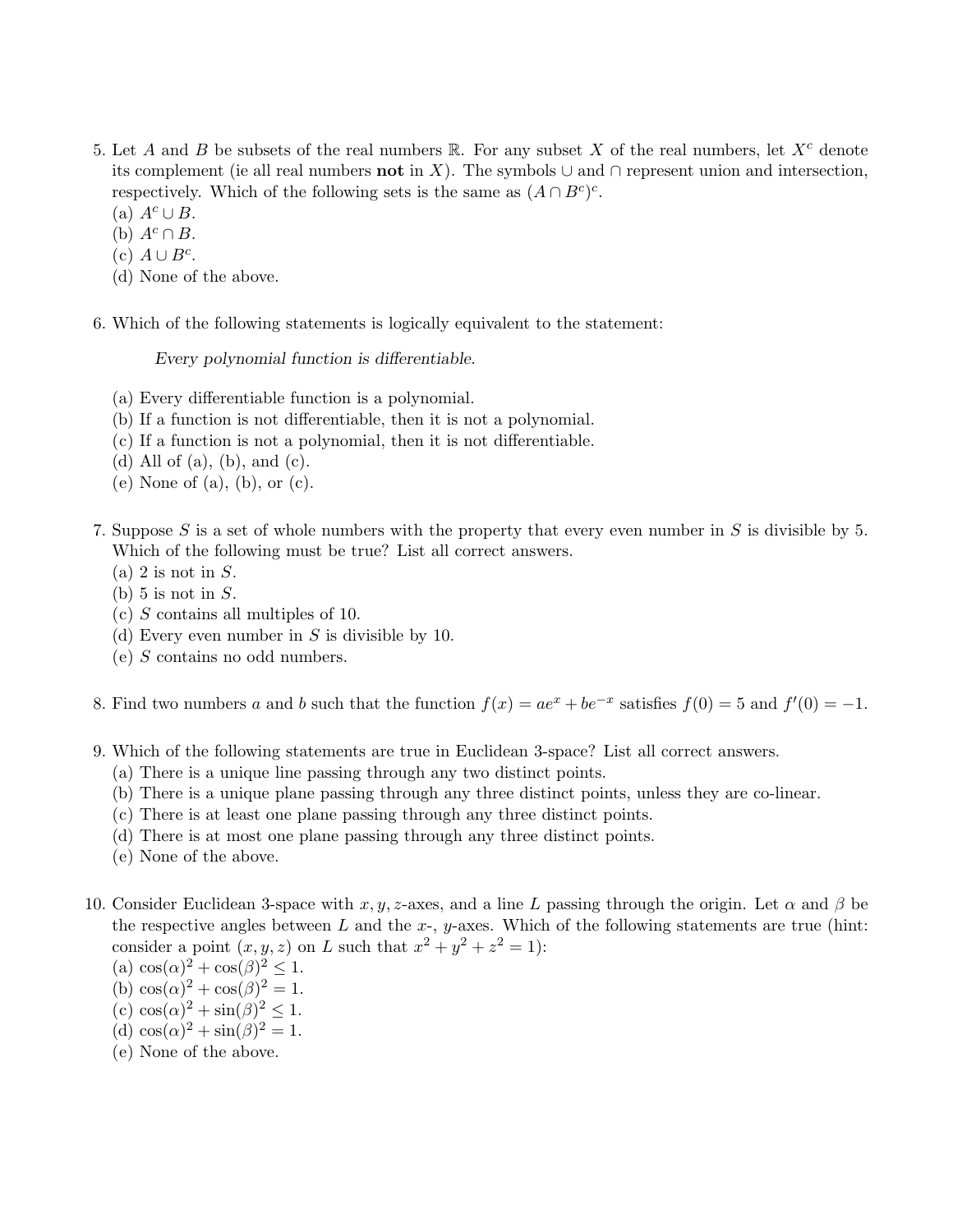5. Let $A$ and $B$ be subsets of the real numbers $\mathbb{R}$. For any subset $X$ of the real numbers, let $X^c$ denote its complement (ie all real numbers **not** in $X$). The symbols $\cup$ and $\cap$ represent union and intersection, respectively. Which of the following sets is the same as $(A \cap B^c)^c$.
   (a) $A^c \cup B$.
   (b) $A^c \cap B$.
   (c) $A \cup B^c$.
   (d) None of the above.

6. Which of the following statements is logically equivalent to the statement:

   *Every polynomial function is differentiable.*

   (a) Every differentiable function is a polynomial.
   (b) If a function is not differentiable, then it is not a polynomial.
   (c) If a function is not a polynomial, then it is not differentiable.
   (d) All of (a), (b), and (c).
   (e) None of (a), (b), or (c).

7. Suppose $S$ is a set of whole numbers with the property that every even number in $S$ is divisible by 5. Which of the following must be true? List all correct answers.
   (a) 2 is not in $S$.
   (b) 5 is not in $S$.
   (c) $S$ contains all multiples of 10.
   (d) Every even number in $S$ is divisible by 10.
   (e) $S$ contains no odd numbers.

8. Find two numbers $a$ and $b$ such that the function $f(x) = ae^x + be^{-x}$ satisfies $f(0) = 5$ and $f'(0) = -1$.

9. Which of the following statements are true in Euclidean 3-space? List all correct answers.
   (a) There is a unique line passing through any two distinct points.
   (b) There is a unique plane passing through any three distinct points, unless they are co-linear.
   (c) There is at least one plane passing through any three distinct points.
   (d) There is at most one plane passing through any three distinct points.
   (e) None of the above.

10. Consider Euclidean 3-space with $x, y, z$-axes, and a line $L$ passing through the origin. Let $\alpha$ and $\beta$ be the respective angles between $L$ and the $x$-, $y$-axes. Which of the following statements are true (hint: consider a point $(x, y, z)$ on $L$ such that $x^2 + y^2 + z^2 = 1$):
    (a) $\cos(\alpha)^2 + \cos(\beta)^2 \leq 1$.
    (b) $\cos(\alpha)^2 + \cos(\beta)^2 = 1$.
    (c) $\cos(\alpha)^2 + \sin(\beta)^2 \leq 1$.
    (d) $\cos(\alpha)^2 + \sin(\beta)^2 = 1$.
    (e) None of the above.